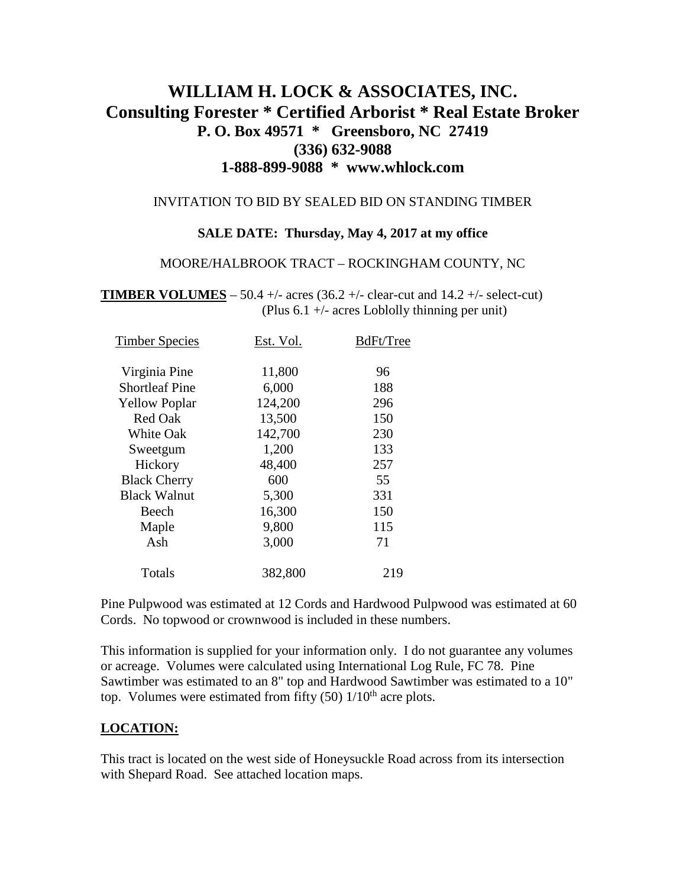# WILLIAM H. LOCK & ASSOCIATES, INC.
## Consulting Forester * Certified Arborist * Real Estate Broker
### P. O. Box 49571 * Greensboro, NC 27419
### (336) 632-9088
### 1-888-899-9088 * www.whlock.com

INVITATION TO BID BY SEALED BID ON STANDING TIMBER

**SALE DATE: Thursday, May 4, 2017 at my office**

MOORE/HALBROOK TRACT – ROCKINGHAM COUNTY, NC

**TIMBER VOLUMES** – 50.4 +/- acres (36.2 +/- clear-cut and 14.2 +/- select-cut)
(Plus 6.1 +/- acres Loblolly thinning per unit)

| Timber Species | Est. Vol. | BdFt/Tree |
|---|---|---|
| Virginia Pine | 11,800 | 96 |
| Shortleaf Pine | 6,000 | 188 |
| Yellow Poplar | 124,200 | 296 |
| Red Oak | 13,500 | 150 |
| White Oak | 142,700 | 230 |
| Sweetgum | 1,200 | 133 |
| Hickory | 48,400 | 257 |
| Black Cherry | 600 | 55 |
| Black Walnut | 5,300 | 331 |
| Beech | 16,300 | 150 |
| Maple | 9,800 | 115 |
| Ash | 3,000 | 71 |
| Totals | 382,800 | 219 |

Pine Pulpwood was estimated at 12 Cords and Hardwood Pulpwood was estimated at 60 Cords. No topwood or crownwood is included in these numbers.

This information is supplied for your information only. I do not guarantee any volumes or acreage. Volumes were calculated using International Log Rule, FC 78. Pine Sawtimber was estimated to an 8" top and Hardwood Sawtimber was estimated to a 10" top. Volumes were estimated from fifty (50) 1/10th acre plots.

**LOCATION:**

This tract is located on the west side of Honeysuckle Road across from its intersection with Shepard Road. See attached location maps.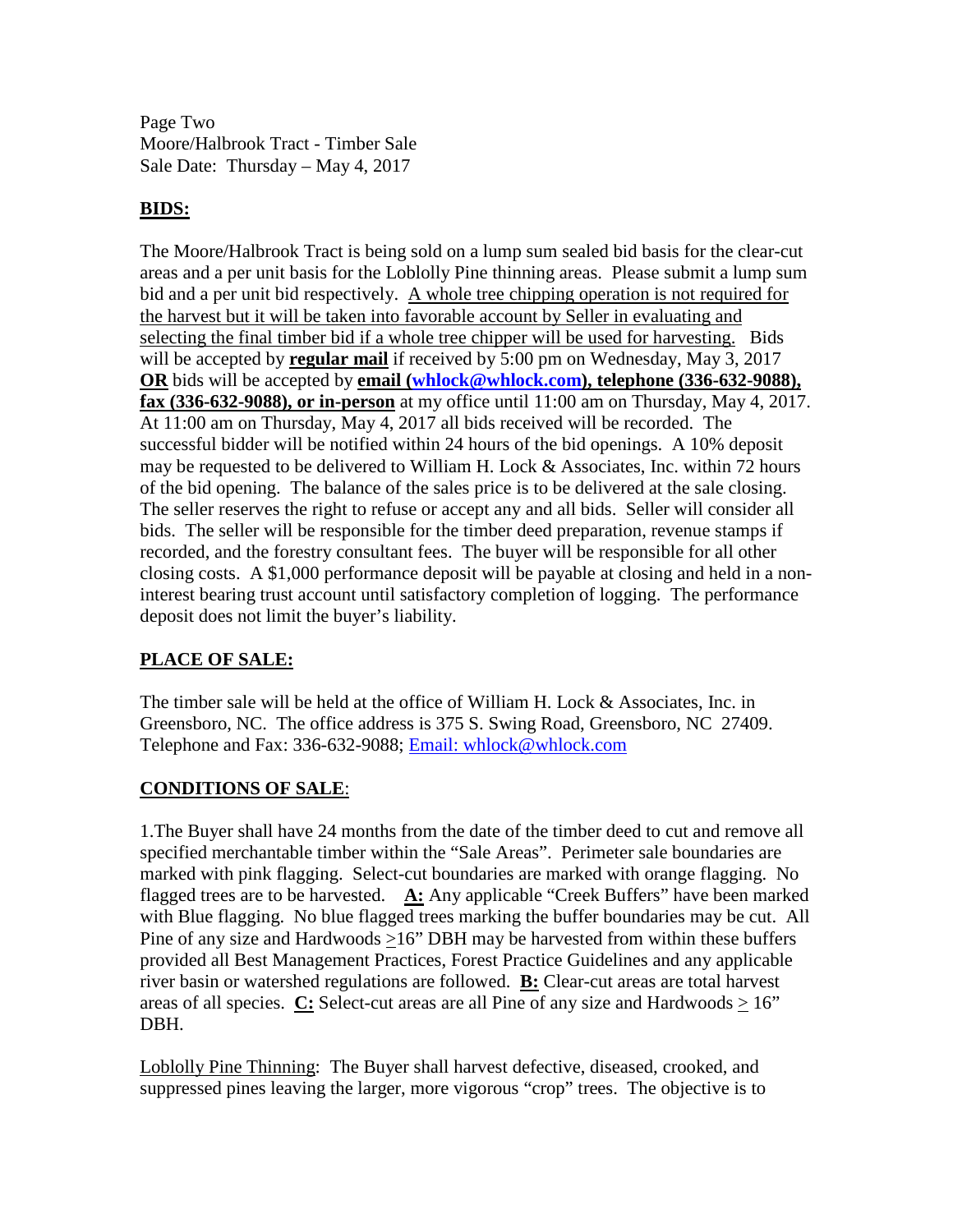Page Two
Moore/Halbrook Tract - Timber Sale
Sale Date: Thursday – May 4, 2017

**BIDS:**

The Moore/Halbrook Tract is being sold on a lump sum sealed bid basis for the clear-cut areas and a per unit basis for the Loblolly Pine thinning areas. Please submit a lump sum bid and a per unit bid respectively. A whole tree chipping operation is not required for the harvest but it will be taken into favorable account by Seller in evaluating and selecting the final timber bid if a whole tree chipper will be used for harvesting. Bids will be accepted by **regular mail** if received by 5:00 pm on Wednesday, May 3, 2017 **OR** bids will be accepted by **email (whlock@whlock.com), telephone (336-632-9088), fax (336-632-9088), or in-person** at my office until 11:00 am on Thursday, May 4, 2017. At 11:00 am on Thursday, May 4, 2017 all bids received will be recorded. The successful bidder will be notified within 24 hours of the bid openings. A 10% deposit may be requested to be delivered to William H. Lock & Associates, Inc. within 72 hours of the bid opening. The balance of the sales price is to be delivered at the sale closing. The seller reserves the right to refuse or accept any and all bids. Seller will consider all bids. The seller will be responsible for the timber deed preparation, revenue stamps if recorded, and the forestry consultant fees. The buyer will be responsible for all other closing costs. A $1,000 performance deposit will be payable at closing and held in a non-interest bearing trust account until satisfactory completion of logging. The performance deposit does not limit the buyer's liability.

**PLACE OF SALE:**

The timber sale will be held at the office of William H. Lock & Associates, Inc. in Greensboro, NC. The office address is 375 S. Swing Road, Greensboro, NC 27409. Telephone and Fax: 336-632-9088; Email: whlock@whlock.com

**CONDITIONS OF SALE**:

1.The Buyer shall have 24 months from the date of the timber deed to cut and remove all specified merchantable timber within the "Sale Areas". Perimeter sale boundaries are marked with pink flagging. Select-cut boundaries are marked with orange flagging. No flagged trees are to be harvested. **A:** Any applicable "Creek Buffers" have been marked with Blue flagging. No blue flagged trees marking the buffer boundaries may be cut. All Pine of any size and Hardwoods ≥16" DBH may be harvested from within these buffers provided all Best Management Practices, Forest Practice Guidelines and any applicable river basin or watershed regulations are followed. **B:** Clear-cut areas are total harvest areas of all species. **C:** Select-cut areas are all Pine of any size and Hardwoods ≥ 16" DBH.

Loblolly Pine Thinning: The Buyer shall harvest defective, diseased, crooked, and suppressed pines leaving the larger, more vigorous "crop" trees. The objective is to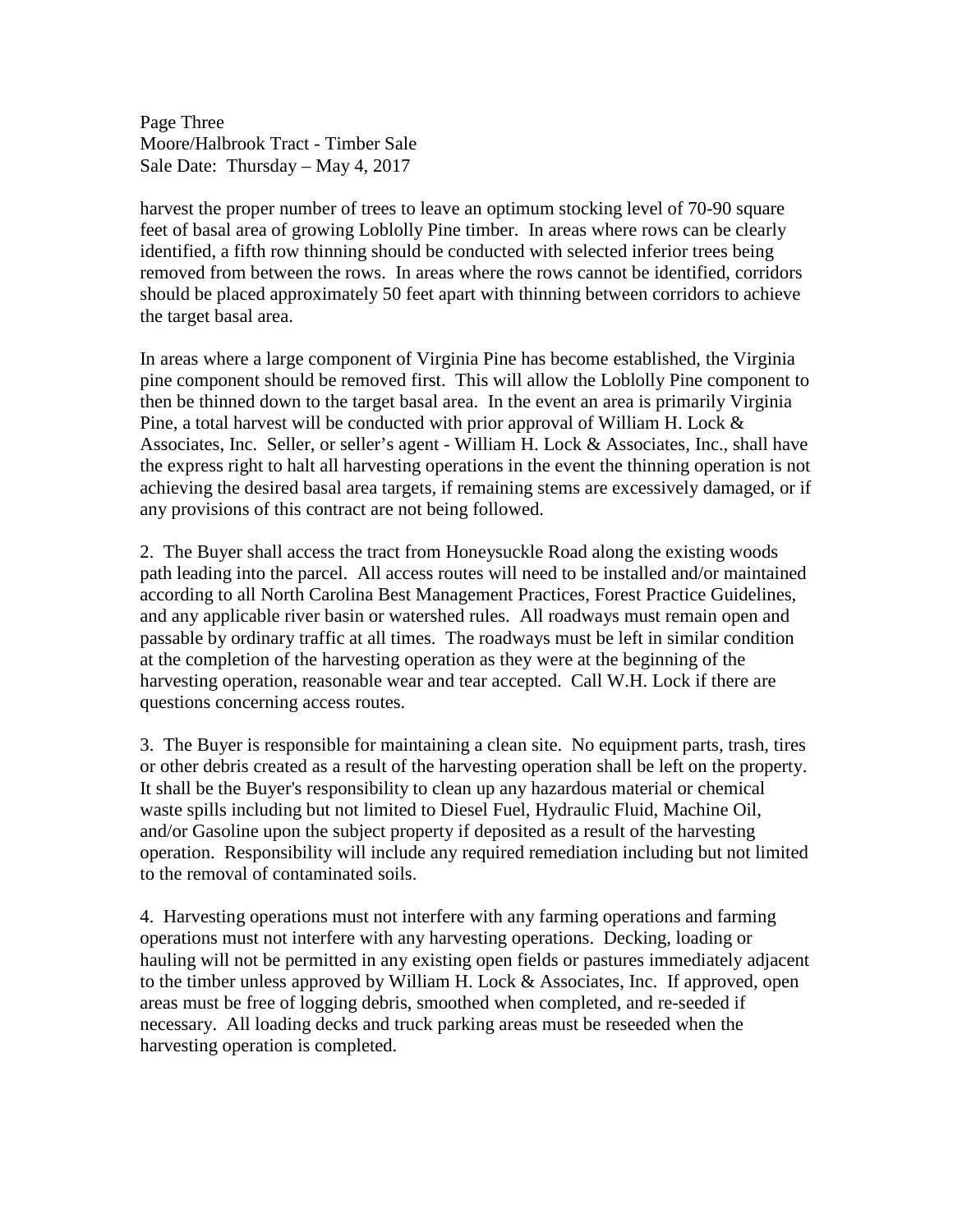harvest the proper number of trees to leave an optimum stocking level of 70-90 square feet of basal area of growing Loblolly Pine timber. In areas where rows can be clearly identified, a fifth row thinning should be conducted with selected inferior trees being removed from between the rows. In areas where the rows cannot be identified, corridors should be placed approximately 50 feet apart with thinning between corridors to achieve the target basal area.

In areas where a large component of Virginia Pine has become established, the Virginia pine component should be removed first. This will allow the Loblolly Pine component to then be thinned down to the target basal area. In the event an area is primarily Virginia Pine, a total harvest will be conducted with prior approval of William H. Lock & Associates, Inc. Seller, or seller's agent - William H. Lock & Associates, Inc., shall have the express right to halt all harvesting operations in the event the thinning operation is not achieving the desired basal area targets, if remaining stems are excessively damaged, or if any provisions of this contract are not being followed.

2. The Buyer shall access the tract from Honeysuckle Road along the existing woods path leading into the parcel. All access routes will need to be installed and/or maintained according to all North Carolina Best Management Practices, Forest Practice Guidelines, and any applicable river basin or watershed rules. All roadways must remain open and passable by ordinary traffic at all times. The roadways must be left in similar condition at the completion of the harvesting operation as they were at the beginning of the harvesting operation, reasonable wear and tear accepted. Call W.H. Lock if there are questions concerning access routes.

3. The Buyer is responsible for maintaining a clean site. No equipment parts, trash, tires or other debris created as a result of the harvesting operation shall be left on the property. It shall be the Buyer's responsibility to clean up any hazardous material or chemical waste spills including but not limited to Diesel Fuel, Hydraulic Fluid, Machine Oil, and/or Gasoline upon the subject property if deposited as a result of the harvesting operation. Responsibility will include any required remediation including but not limited to the removal of contaminated soils.

4. Harvesting operations must not interfere with any farming operations and farming operations must not interfere with any harvesting operations. Decking, loading or hauling will not be permitted in any existing open fields or pastures immediately adjacent to the timber unless approved by William H. Lock & Associates, Inc. If approved, open areas must be free of logging debris, smoothed when completed, and re-seeded if necessary. All loading decks and truck parking areas must be reseeded when the harvesting operation is completed.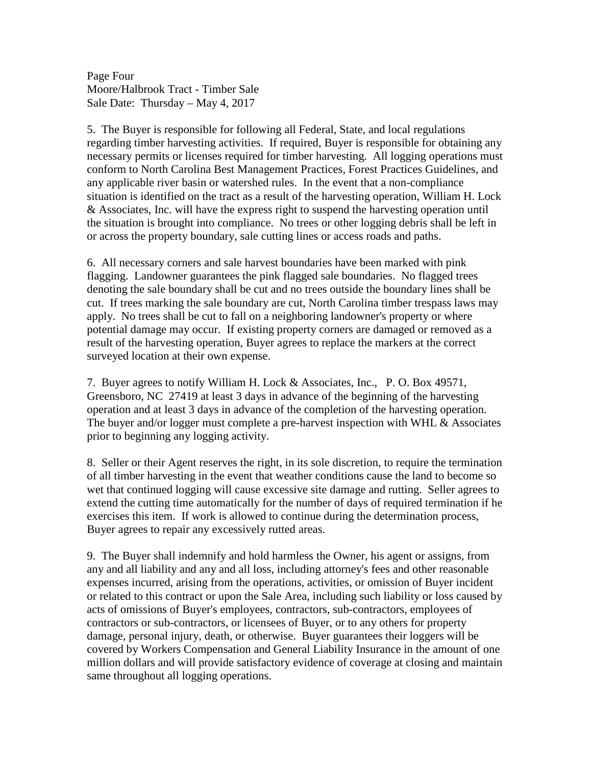5. The Buyer is responsible for following all Federal, State, and local regulations regarding timber harvesting activities. If required, Buyer is responsible for obtaining any necessary permits or licenses required for timber harvesting. All logging operations must conform to North Carolina Best Management Practices, Forest Practices Guidelines, and any applicable river basin or watershed rules. In the event that a non-compliance situation is identified on the tract as a result of the harvesting operation, William H. Lock & Associates, Inc. will have the express right to suspend the harvesting operation until the situation is brought into compliance. No trees or other logging debris shall be left in or across the property boundary, sale cutting lines or access roads and paths.

6. All necessary corners and sale harvest boundaries have been marked with pink flagging. Landowner guarantees the pink flagged sale boundaries. No flagged trees denoting the sale boundary shall be cut and no trees outside the boundary lines shall be cut. If trees marking the sale boundary are cut, North Carolina timber trespass laws may apply. No trees shall be cut to fall on a neighboring landowner's property or where potential damage may occur. If existing property corners are damaged or removed as a result of the harvesting operation, Buyer agrees to replace the markers at the correct surveyed location at their own expense.

7. Buyer agrees to notify William H. Lock & Associates, Inc., P. O. Box 49571, Greensboro, NC 27419 at least 3 days in advance of the beginning of the harvesting operation and at least 3 days in advance of the completion of the harvesting operation. The buyer and/or logger must complete a pre-harvest inspection with WHL & Associates prior to beginning any logging activity.

8. Seller or their Agent reserves the right, in its sole discretion, to require the termination of all timber harvesting in the event that weather conditions cause the land to become so wet that continued logging will cause excessive site damage and rutting. Seller agrees to extend the cutting time automatically for the number of days of required termination if he exercises this item. If work is allowed to continue during the determination process, Buyer agrees to repair any excessively rutted areas.

9. The Buyer shall indemnify and hold harmless the Owner, his agent or assigns, from any and all liability and any and all loss, including attorney's fees and other reasonable expenses incurred, arising from the operations, activities, or omission of Buyer incident or related to this contract or upon the Sale Area, including such liability or loss caused by acts of omissions of Buyer's employees, contractors, sub-contractors, employees of contractors or sub-contractors, or licensees of Buyer, or to any others for property damage, personal injury, death, or otherwise. Buyer guarantees their loggers will be covered by Workers Compensation and General Liability Insurance in the amount of one million dollars and will provide satisfactory evidence of coverage at closing and maintain same throughout all logging operations.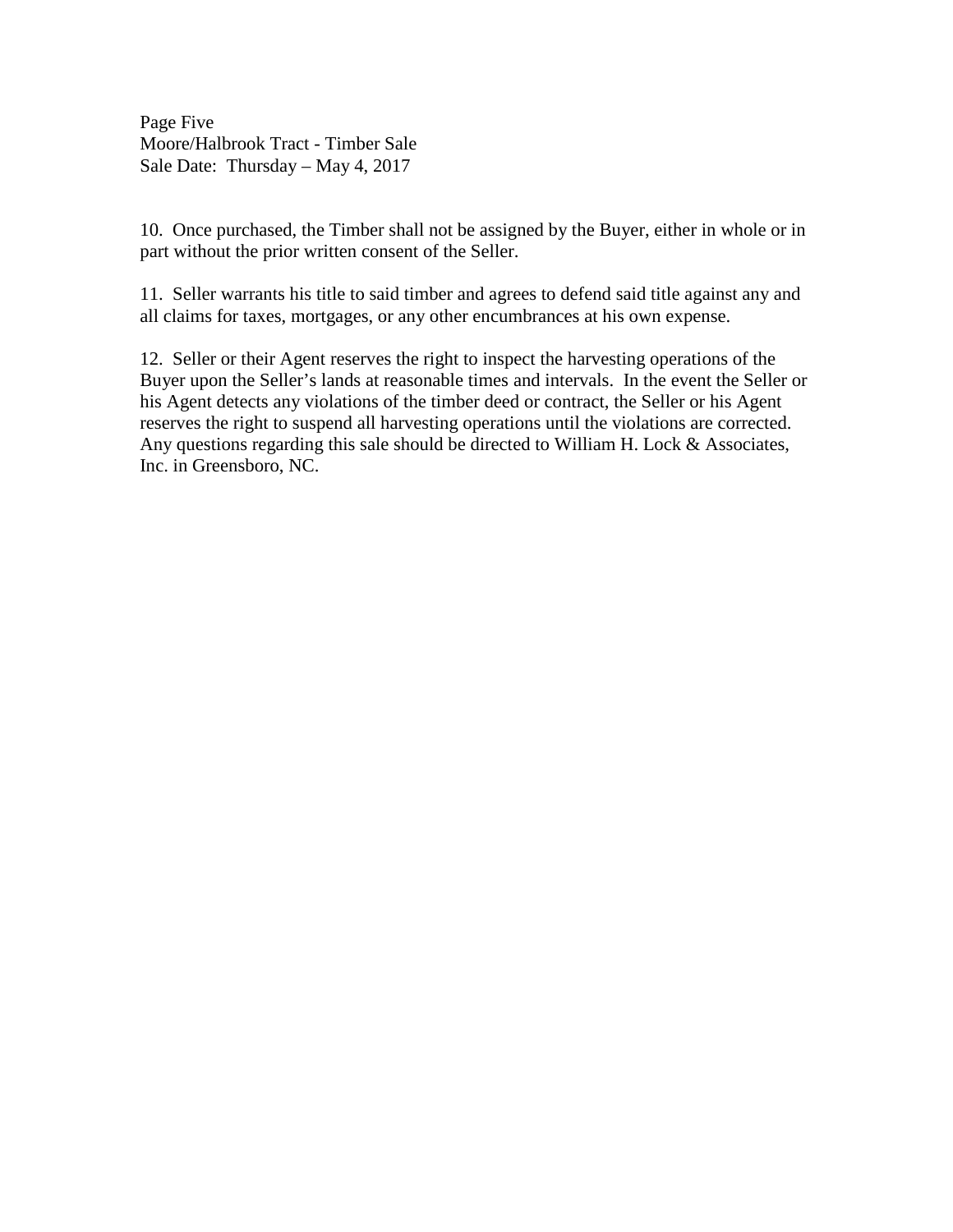10. Once purchased, the Timber shall not be assigned by the Buyer, either in whole or in part without the prior written consent of the Seller.

11. Seller warrants his title to said timber and agrees to defend said title against any and all claims for taxes, mortgages, or any other encumbrances at his own expense.

12. Seller or their Agent reserves the right to inspect the harvesting operations of the Buyer upon the Seller's lands at reasonable times and intervals. In the event the Seller or his Agent detects any violations of the timber deed or contract, the Seller or his Agent reserves the right to suspend all harvesting operations until the violations are corrected. Any questions regarding this sale should be directed to William H. Lock & Associates, Inc. in Greensboro, NC.